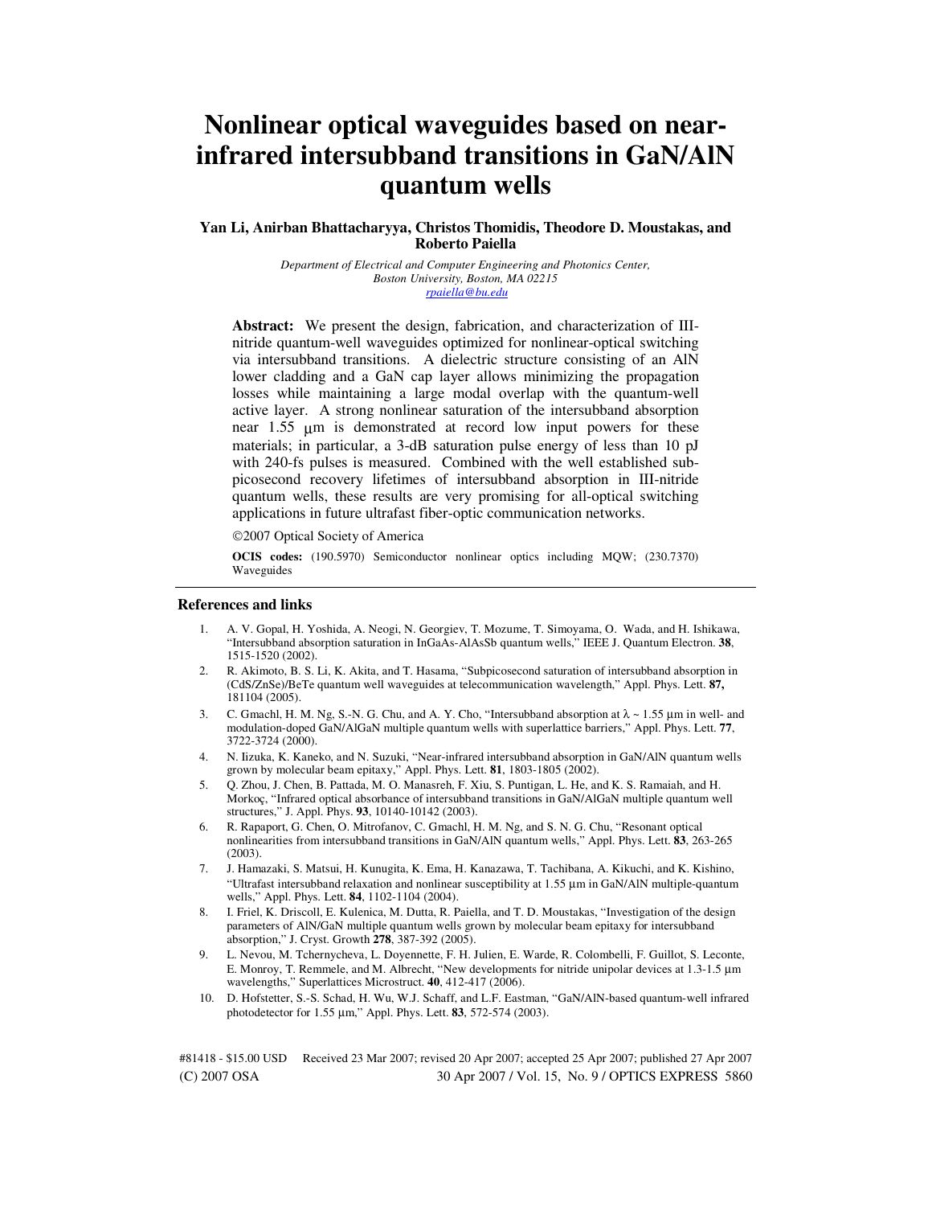# Nonlinear optical waveguides based on near-infrared intersubband transitions in GaN/AlN quantum wells

**Yan Li, Anirban Bhattacharyya, Christos Thomidis, Theodore D. Moustakas, and Roberto Paiella**

*Department of Electrical and Computer Engineering and Photonics Center, Boston University, Boston, MA 02215*
*rpaiella@bu.edu*

**Abstract:** We present the design, fabrication, and characterization of III-nitride quantum-well waveguides optimized for nonlinear-optical switching via intersubband transitions. A dielectric structure consisting of an AlN lower cladding and a GaN cap layer allows minimizing the propagation losses while maintaining a large modal overlap with the quantum-well active layer. A strong nonlinear saturation of the intersubband absorption near 1.55 μm is demonstrated at record low input powers for these materials; in particular, a 3-dB saturation pulse energy of less than 10 pJ with 240-fs pulses is measured. Combined with the well established sub-picosecond recovery lifetimes of intersubband absorption in III-nitride quantum wells, these results are very promising for all-optical switching applications in future ultrafast fiber-optic communication networks.

©2007 Optical Society of America

**OCIS codes:** (190.5970) Semiconductor nonlinear optics including MQW; (230.7370) Waveguides

## References and links

1. A. V. Gopal, H. Yoshida, A. Neogi, N. Georgiev, T. Mozume, T. Simoyama, O. Wada, and H. Ishikawa, "Intersubband absorption saturation in InGaAs-AlAsSb quantum wells," IEEE J. Quantum Electron. **38**, 1515-1520 (2002).
2. R. Akimoto, B. S. Li, K. Akita, and T. Hasama, "Subpicosecond saturation of intersubband absorption in (CdS/ZnSe)/BeTe quantum well waveguides at telecommunication wavelength," Appl. Phys. Lett. **87,** 181104 (2005).
3. C. Gmachl, H. M. Ng, S.-N. G. Chu, and A. Y. Cho, "Intersubband absorption at λ ~ 1.55 μm in well- and modulation-doped GaN/AlGaN multiple quantum wells with superlattice barriers," Appl. Phys. Lett. **77**, 3722-3724 (2000).
4. N. Iizuka, K. Kaneko, and N. Suzuki, "Near-infrared intersubband absorption in GaN/AlN quantum wells grown by molecular beam epitaxy," Appl. Phys. Lett. **81**, 1803-1805 (2002).
5. Q. Zhou, J. Chen, B. Pattada, M. O. Manasreh, F. Xiu, S. Puntigan, L. He, and K. S. Ramaiah, and H. Morkoç, "Infrared optical absorbance of intersubband transitions in GaN/AlGaN multiple quantum well structures," J. Appl. Phys. **93**, 10140-10142 (2003).
6. R. Rapaport, G. Chen, O. Mitrofanov, C. Gmachl, H. M. Ng, and S. N. G. Chu, "Resonant optical nonlinearities from intersubband transitions in GaN/AlN quantum wells," Appl. Phys. Lett. **83**, 263-265 (2003).
7. J. Hamazaki, S. Matsui, H. Kunugita, K. Ema, H. Kanazawa, T. Tachibana, A. Kikuchi, and K. Kishino, "Ultrafast intersubband relaxation and nonlinear susceptibility at 1.55 μm in GaN/AlN multiple-quantum wells," Appl. Phys. Lett. **84**, 1102-1104 (2004).
8. I. Friel, K. Driscoll, E. Kulenica, M. Dutta, R. Paiella, and T. D. Moustakas, "Investigation of the design parameters of AlN/GaN multiple quantum wells grown by molecular beam epitaxy for intersubband absorption," J. Cryst. Growth **278**, 387-392 (2005).
9. L. Nevou, M. Tchernycheva, L. Doyennette, F. H. Julien, E. Warde, R. Colombelli, F. Guillot, S. Leconte, E. Monroy, T. Remmele, and M. Albrecht, "New developments for nitride unipolar devices at 1.3-1.5 μm wavelengths," Superlattices Microstruct. **40**, 412-417 (2006).
10. D. Hofstetter, S.-S. Schad, H. Wu, W.J. Schaff, and L.F. Eastman, "GaN/AlN-based quantum-well infrared photodetector for 1.55 μm," Appl. Phys. Lett. **83**, 572-574 (2003).

#81418 - $15.00 USD Received 23 Mar 2007; revised 20 Apr 2007; accepted 25 Apr 2007; published 27 Apr 2007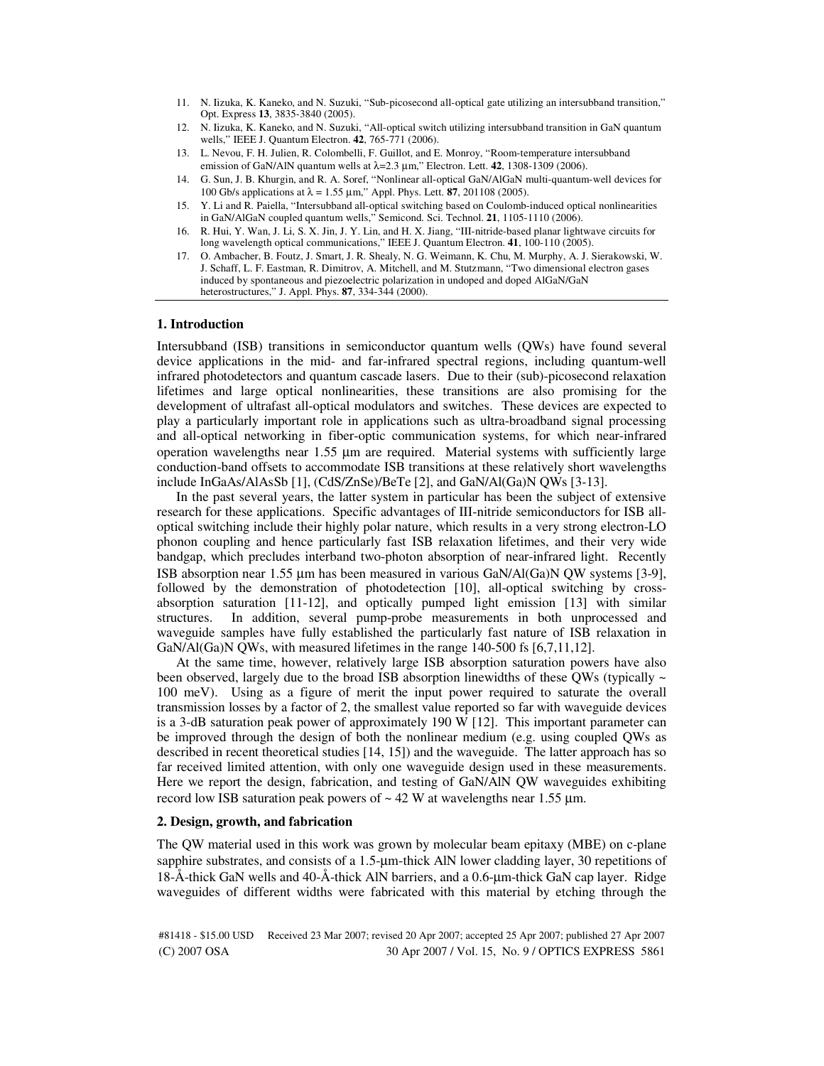11. N. Iizuka, K. Kaneko, and N. Suzuki, "Sub-picosecond all-optical gate utilizing an intersubband transition," Opt. Express **13**, 3835-3840 (2005).
12. N. Iizuka, K. Kaneko, and N. Suzuki, "All-optical switch utilizing intersubband transition in GaN quantum wells," IEEE J. Quantum Electron. **42**, 765-771 (2006).
13. L. Nevou, F. H. Julien, R. Colombelli, F. Guillot, and E. Monroy, "Room-temperature intersubband emission of GaN/AlN quantum wells at λ=2.3 µm," Electron. Lett. **42**, 1308-1309 (2006).
14. G. Sun, J. B. Khurgin, and R. A. Soref, "Nonlinear all-optical GaN/AlGaN multi-quantum-well devices for 100 Gb/s applications at λ = 1.55 µm," Appl. Phys. Lett. **87**, 201108 (2005).
15. Y. Li and R. Paiella, "Intersubband all-optical switching based on Coulomb-induced optical nonlinearities in GaN/AlGaN coupled quantum wells," Semicond. Sci. Technol. **21**, 1105-1110 (2006).
16. R. Hui, Y. Wan, J. Li, S. X. Jin, J. Y. Lin, and H. X. Jiang, "III-nitride-based planar lightwave circuits for long wavelength optical communications," IEEE J. Quantum Electron. **41**, 100-110 (2005).
17. O. Ambacher, B. Foutz, J. Smart, J. R. Shealy, N. G. Weimann, K. Chu, M. Murphy, A. J. Sierakowski, W. J. Schaff, L. F. Eastman, R. Dimitrov, A. Mitchell, and M. Stutzmann, "Two dimensional electron gases induced by spontaneous and piezoelectric polarization in undoped and doped AlGaN/GaN heterostructures," J. Appl. Phys. **87**, 334-344 (2000).

## 1. Introduction

Intersubband (ISB) transitions in semiconductor quantum wells (QWs) have found several device applications in the mid- and far-infrared spectral regions, including quantum-well infrared photodetectors and quantum cascade lasers. Due to their (sub)-picosecond relaxation lifetimes and large optical nonlinearities, these transitions are also promising for the development of ultrafast all-optical modulators and switches. These devices are expected to play a particularly important role in applications such as ultra-broadband signal processing and all-optical networking in fiber-optic communication systems, for which near-infrared operation wavelengths near 1.55 µm are required. Material systems with sufficiently large conduction-band offsets to accommodate ISB transitions at these relatively short wavelengths include InGaAs/AlAsSb [1], (CdS/ZnSe)/BeTe [2], and GaN/Al(Ga)N QWs [3-13].

In the past several years, the latter system in particular has been the subject of extensive research for these applications. Specific advantages of III-nitride semiconductors for ISB all-optical switching include their highly polar nature, which results in a very strong electron-LO phonon coupling and hence particularly fast ISB relaxation lifetimes, and their very wide bandgap, which precludes interband two-photon absorption of near-infrared light. Recently ISB absorption near 1.55 µm has been measured in various GaN/Al(Ga)N QW systems [3-9], followed by the demonstration of photodetection [10], all-optical switching by cross-absorption saturation [11-12], and optically pumped light emission [13] with similar structures. In addition, several pump-probe measurements in both unprocessed and waveguide samples have fully established the particularly fast nature of ISB relaxation in GaN/Al(Ga)N QWs, with measured lifetimes in the range 140-500 fs [6,7,11,12].

At the same time, however, relatively large ISB absorption saturation powers have also been observed, largely due to the broad ISB absorption linewidths of these QWs (typically ~ 100 meV). Using as a figure of merit the input power required to saturate the overall transmission losses by a factor of 2, the smallest value reported so far with waveguide devices is a 3-dB saturation peak power of approximately 190 W [12]. This important parameter can be improved through the design of both the nonlinear medium (e.g. using coupled QWs as described in recent theoretical studies [14, 15]) and the waveguide. The latter approach has so far received limited attention, with only one waveguide design used in these measurements. Here we report the design, fabrication, and testing of GaN/AlN QW waveguides exhibiting record low ISB saturation peak powers of ~ 42 W at wavelengths near 1.55 µm.

## 2. Design, growth, and fabrication

The QW material used in this work was grown by molecular beam epitaxy (MBE) on c-plane sapphire substrates, and consists of a 1.5-µm-thick AlN lower cladding layer, 30 repetitions of 18-Å-thick GaN wells and 40-Å-thick AlN barriers, and a 0.6-µm-thick GaN cap layer. Ridge waveguides of different widths were fabricated with this material by etching through the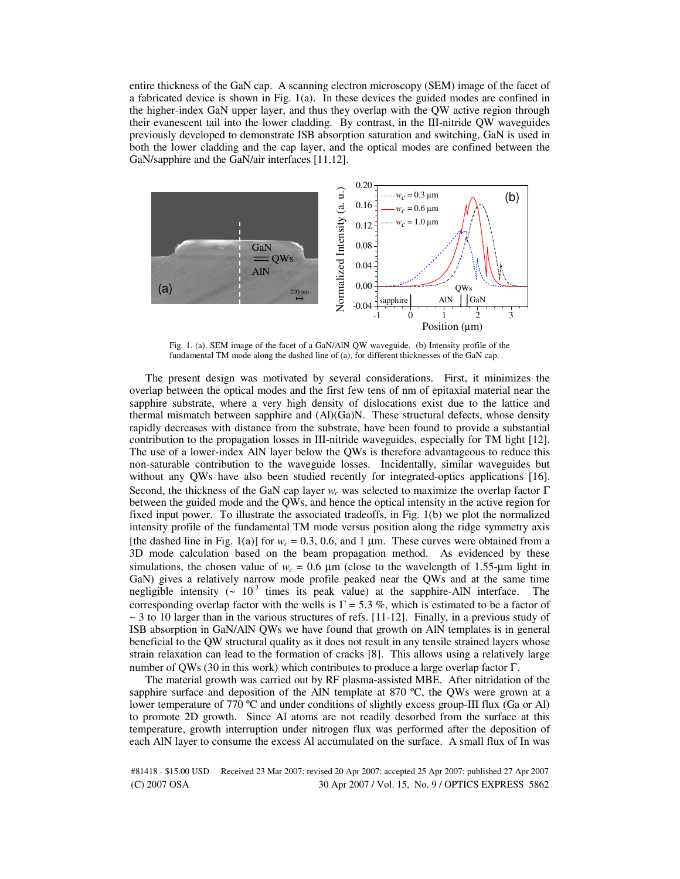entire thickness of the GaN cap. A scanning electron microscopy (SEM) image of the facet of a fabricated device is shown in Fig. 1(a). In these devices the guided modes are confined in the higher-index GaN upper layer, and thus they overlap with the QW active region through their evanescent tail into the lower cladding. By contrast, in the III-nitride QW waveguides previously developed to demonstrate ISB absorption saturation and switching, GaN is used in both the lower cladding and the cap layer, and the optical modes are confined between the GaN/sapphire and the GaN/air interfaces [11,12].

Fig. 1. (a). SEM image of the facet of a GaN/AlN QW waveguide. (b) Intensity profile of the fundamental TM mode along the dashed line of (a), for different thicknesses of the GaN cap.

The present design was motivated by several considerations. First, it minimizes the overlap between the optical modes and the first few tens of nm of epitaxial material near the sapphire substrate, where a very high density of dislocations exist due to the lattice and thermal mismatch between sapphire and (Al)(Ga)N. These structural defects, whose density rapidly decreases with distance from the substrate, have been found to provide a substantial contribution to the propagation losses in III-nitride waveguides, especially for TM light [12]. The use of a lower-index AlN layer below the QWs is therefore advantageous to reduce this non-saturable contribution to the waveguide losses. Incidentally, similar waveguides but without any QWs have also been studied recently for integrated-optics applications [16]. Second, the thickness of the GaN cap layer $w_c$ was selected to maximize the overlap factor Γ between the guided mode and the QWs, and hence the optical intensity in the active region for fixed input power. To illustrate the associated tradeoffs, in Fig. 1(b) we plot the normalized intensity profile of the fundamental TM mode versus position along the ridge symmetry axis [the dashed line in Fig. 1(a)] for $w_c$ = 0.3, 0.6, and 1 μm. These curves were obtained from a 3D mode calculation based on the beam propagation method. As evidenced by these simulations, the chosen value of $w_c$ = 0.6 μm (close to the wavelength of 1.55-μm light in GaN) gives a relatively narrow mode profile peaked near the QWs and at the same time negligible intensity (~ $10^{-3}$ times its peak value) at the sapphire-AlN interface. The corresponding overlap factor with the wells is Γ = 5.3 %, which is estimated to be a factor of ~ 3 to 10 larger than in the various structures of refs. [11-12]. Finally, in a previous study of ISB absorption in GaN/AlN QWs we have found that growth on AlN templates is in general beneficial to the QW structural quality as it does not result in any tensile strained layers whose strain relaxation can lead to the formation of cracks [8]. This allows using a relatively large number of QWs (30 in this work) which contributes to produce a large overlap factor Γ.

The material growth was carried out by RF plasma-assisted MBE. After nitridation of the sapphire surface and deposition of the AlN template at 870 ºC, the QWs were grown at a lower temperature of 770 ºC and under conditions of slightly excess group-III flux (Ga or Al) to promote 2D growth. Since Al atoms are not readily desorbed from the surface at this temperature, growth interruption under nitrogen flux was performed after the deposition of each AlN layer to consume the excess Al accumulated on the surface. A small flux of In was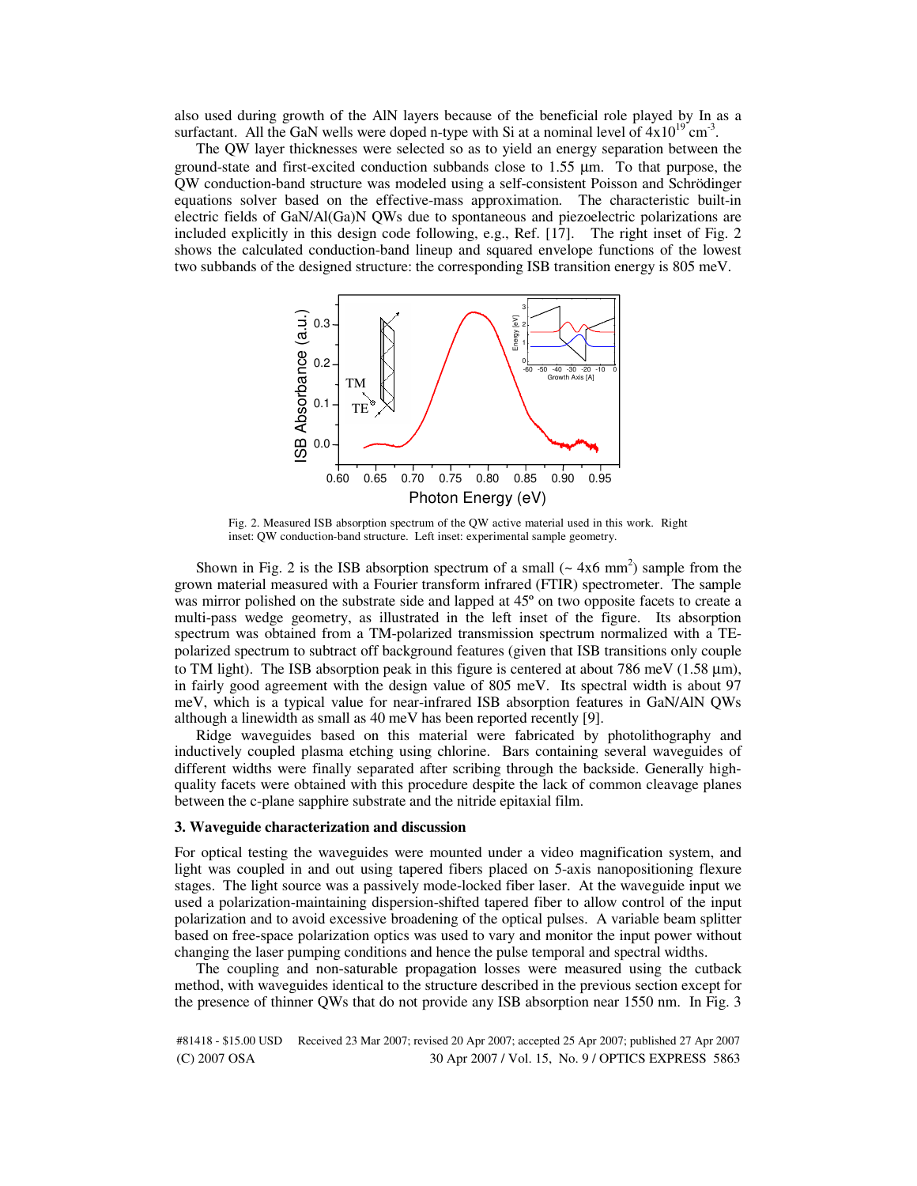also used during growth of the AlN layers because of the beneficial role played by In as a surfactant. All the GaN wells were doped n-type with Si at a nominal level of $4 \times 10^{19}$ cm$^{-3}$.

The QW layer thicknesses were selected so as to yield an energy separation between the ground-state and first-excited conduction subbands close to 1.55 µm. To that purpose, the QW conduction-band structure was modeled using a self-consistent Poisson and Schrödinger equations solver based on the effective-mass approximation. The characteristic built-in electric fields of GaN/Al(Ga)N QWs due to spontaneous and piezoelectric polarizations are included explicitly in this design code following, e.g., Ref. [17]. The right inset of Fig. 2 shows the calculated conduction-band lineup and squared envelope functions of the lowest two subbands of the designed structure: the corresponding ISB transition energy is 805 meV.

Fig. 2. Measured ISB absorption spectrum of the QW active material used in this work. Right inset: QW conduction-band structure. Left inset: experimental sample geometry.

Shown in Fig. 2 is the ISB absorption spectrum of a small (~ 4x6 mm$^2$) sample from the grown material measured with a Fourier transform infrared (FTIR) spectrometer. The sample was mirror polished on the substrate side and lapped at 45º on two opposite facets to create a multi-pass wedge geometry, as illustrated in the left inset of the figure. Its absorption spectrum was obtained from a TM-polarized transmission spectrum normalized with a TE-polarized spectrum to subtract off background features (given that ISB transitions only couple to TM light). The ISB absorption peak in this figure is centered at about 786 meV (1.58 µm), in fairly good agreement with the design value of 805 meV. Its spectral width is about 97 meV, which is a typical value for near-infrared ISB absorption features in GaN/AlN QWs although a linewidth as small as 40 meV has been reported recently [9].

Ridge waveguides based on this material were fabricated by photolithography and inductively coupled plasma etching using chlorine. Bars containing several waveguides of different widths were finally separated after scribing through the backside. Generally high-quality facets were obtained with this procedure despite the lack of common cleavage planes between the c-plane sapphire substrate and the nitride epitaxial film.

### 3. Waveguide characterization and discussion

For optical testing the waveguides were mounted under a video magnification system, and light was coupled in and out using tapered fibers placed on 5-axis nanopositioning flexure stages. The light source was a passively mode-locked fiber laser. At the waveguide input we used a polarization-maintaining dispersion-shifted tapered fiber to allow control of the input polarization and to avoid excessive broadening of the optical pulses. A variable beam splitter based on free-space polarization optics was used to vary and monitor the input power without changing the laser pumping conditions and hence the pulse temporal and spectral widths.

The coupling and non-saturable propagation losses were measured using the cutback method, with waveguides identical to the structure described in the previous section except for the presence of thinner QWs that do not provide any ISB absorption near 1550 nm. In Fig. 3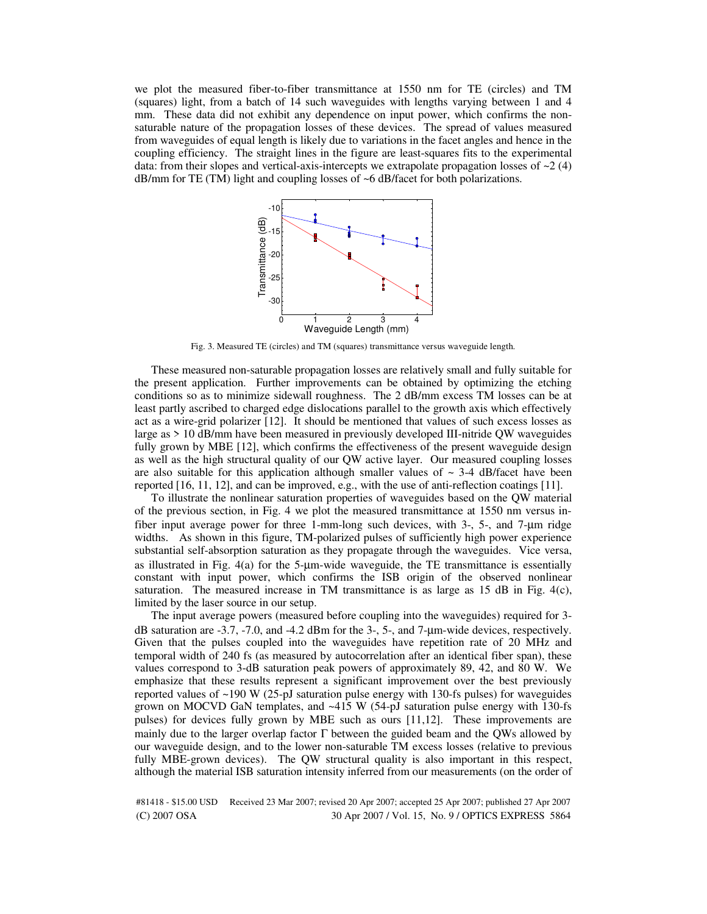we plot the measured fiber-to-fiber transmittance at 1550 nm for TE (circles) and TM (squares) light, from a batch of 14 such waveguides with lengths varying between 1 and 4 mm. These data did not exhibit any dependence on input power, which confirms the non-saturable nature of the propagation losses of these devices. The spread of values measured from waveguides of equal length is likely due to variations in the facet angles and hence in the coupling efficiency. The straight lines in the figure are least-squares fits to the experimental data: from their slopes and vertical-axis-intercepts we extrapolate propagation losses of ~2 (4) dB/mm for TE (TM) light and coupling losses of ~6 dB/facet for both polarizations.

Fig. 3. Measured TE (circles) and TM (squares) transmittance versus waveguide length.

These measured non-saturable propagation losses are relatively small and fully suitable for the present application. Further improvements can be obtained by optimizing the etching conditions so as to minimize sidewall roughness. The 2 dB/mm excess TM losses can be at least partly ascribed to charged edge dislocations parallel to the growth axis which effectively act as a wire-grid polarizer [12]. It should be mentioned that values of such excess losses as large as > 10 dB/mm have been measured in previously developed III-nitride QW waveguides fully grown by MBE [12], which confirms the effectiveness of the present waveguide design as well as the high structural quality of our QW active layer. Our measured coupling losses are also suitable for this application although smaller values of ~ 3-4 dB/facet have been reported [16, 11, 12], and can be improved, e.g., with the use of anti-reflection coatings [11].

To illustrate the nonlinear saturation properties of waveguides based on the QW material of the previous section, in Fig. 4 we plot the measured transmittance at 1550 nm versus in-fiber input average power for three 1-mm-long such devices, with 3-, 5-, and 7-μm ridge widths. As shown in this figure, TM-polarized pulses of sufficiently high power experience substantial self-absorption saturation as they propagate through the waveguides. Vice versa, as illustrated in Fig. 4(a) for the 5-μm-wide waveguide, the TE transmittance is essentially constant with input power, which confirms the ISB origin of the observed nonlinear saturation. The measured increase in TM transmittance is as large as 15 dB in Fig. 4(c), limited by the laser source in our setup.

The input average powers (measured before coupling into the waveguides) required for 3-dB saturation are -3.7, -7.0, and -4.2 dBm for the 3-, 5-, and 7-μm-wide devices, respectively. Given that the pulses coupled into the waveguides have repetition rate of 20 MHz and temporal width of 240 fs (as measured by autocorrelation after an identical fiber span), these values correspond to 3-dB saturation peak powers of approximately 89, 42, and 80 W. We emphasize that these results represent a significant improvement over the best previously reported values of ~190 W (25-pJ saturation pulse energy with 130-fs pulses) for waveguides grown on MOCVD GaN templates, and ~415 W (54-pJ saturation pulse energy with 130-fs pulses) for devices fully grown by MBE such as ours [11,12]. These improvements are mainly due to the larger overlap factor $\Gamma$ between the guided beam and the QWs allowed by our waveguide design, and to the lower non-saturable TM excess losses (relative to previous fully MBE-grown devices). The QW structural quality is also important in this respect, although the material ISB saturation intensity inferred from our measurements (on the order of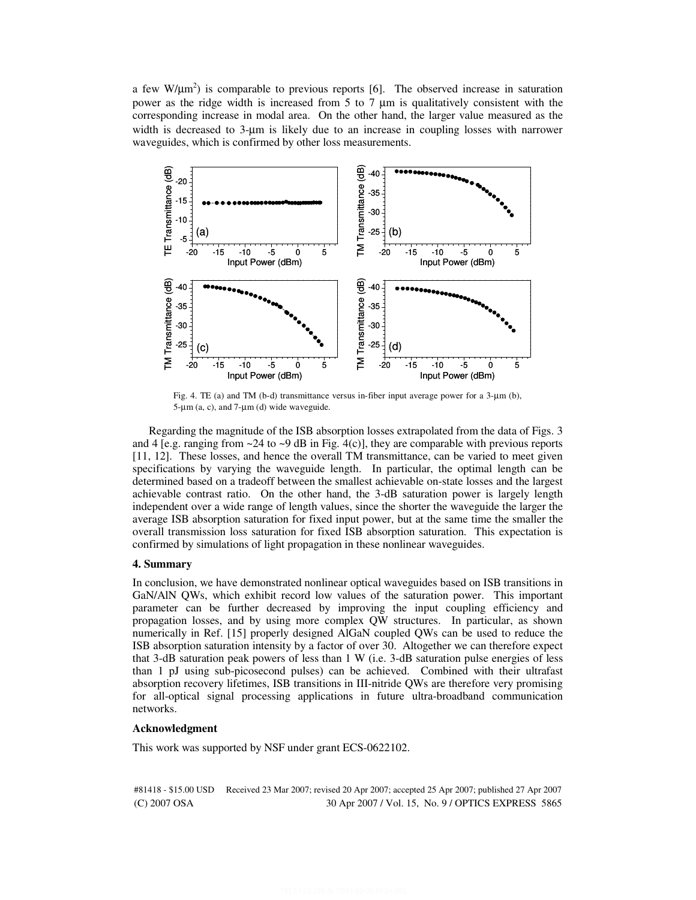a few W/μm$^2$) is comparable to previous reports [6]. The observed increase in saturation power as the ridge width is increased from 5 to 7 μm is qualitatively consistent with the corresponding increase in modal area. On the other hand, the larger value measured as the width is decreased to 3-μm is likely due to an increase in coupling losses with narrower waveguides, which is confirmed by other loss measurements.

(a)
TE Transmittance (dB)
-20
-15
-10
-5
-20 -15 -10 -5 0 5
Input Power (dBm)

(b)
TM Transmittance (dB)
-40
-35
-30
-25
-20 -15 -10 -5 0 5
Input Power (dBm)

(c)
TM Transmittance (dB)
-40
-35
-30
-25
-20 -15 -10 -5 0 5
Input Power (dBm)

(d)
TM Transmittance (dB)
-40
-35
-30
-25
-20 -15 -10 -5 0 5
Input Power (dBm)

Fig. 4. TE (a) and TM (b-d) transmittance versus in-fiber input average power for a 3-μm (b), 5-μm (a, c), and 7-μm (d) wide waveguide.

Regarding the magnitude of the ISB absorption losses extrapolated from the data of Figs. 3 and 4 [e.g. ranging from ~24 to ~9 dB in Fig. 4(c)], they are comparable with previous reports [11, 12]. These losses, and hence the overall TM transmittance, can be varied to meet given specifications by varying the waveguide length. In particular, the optimal length can be determined based on a tradeoff between the smallest achievable on-state losses and the largest achievable contrast ratio. On the other hand, the 3-dB saturation power is largely length independent over a wide range of length values, since the shorter the waveguide the larger the average ISB absorption saturation for fixed input power, but at the same time the smaller the overall transmission loss saturation for fixed ISB absorption saturation. This expectation is confirmed by simulations of light propagation in these nonlinear waveguides.

## 4. Summary

In conclusion, we have demonstrated nonlinear optical waveguides based on ISB transitions in GaN/AlN QWs, which exhibit record low values of the saturation power. This important parameter can be further decreased by improving the input coupling efficiency and propagation losses, and by using more complex QW structures. In particular, as shown numerically in Ref. [15] properly designed AlGaN coupled QWs can be used to reduce the ISB absorption saturation intensity by a factor of over 30. Altogether we can therefore expect that 3-dB saturation peak powers of less than 1 W (i.e. 3-dB saturation pulse energies of less than 1 pJ using sub-picosecond pulses) can be achieved. Combined with their ultrafast absorption recovery lifetimes, ISB transitions in III-nitride QWs are therefore very promising for all-optical signal processing applications in future ultra-broadband communication networks.

## Acknowledgment

This work was supported by NSF under grant ECS-0622102.

#81418 - $15.00 USD Received 23 Mar 2007; revised 20 Apr 2007; accepted 25 Apr 2007; published 27 Apr 2007
(C) 2007 OSA